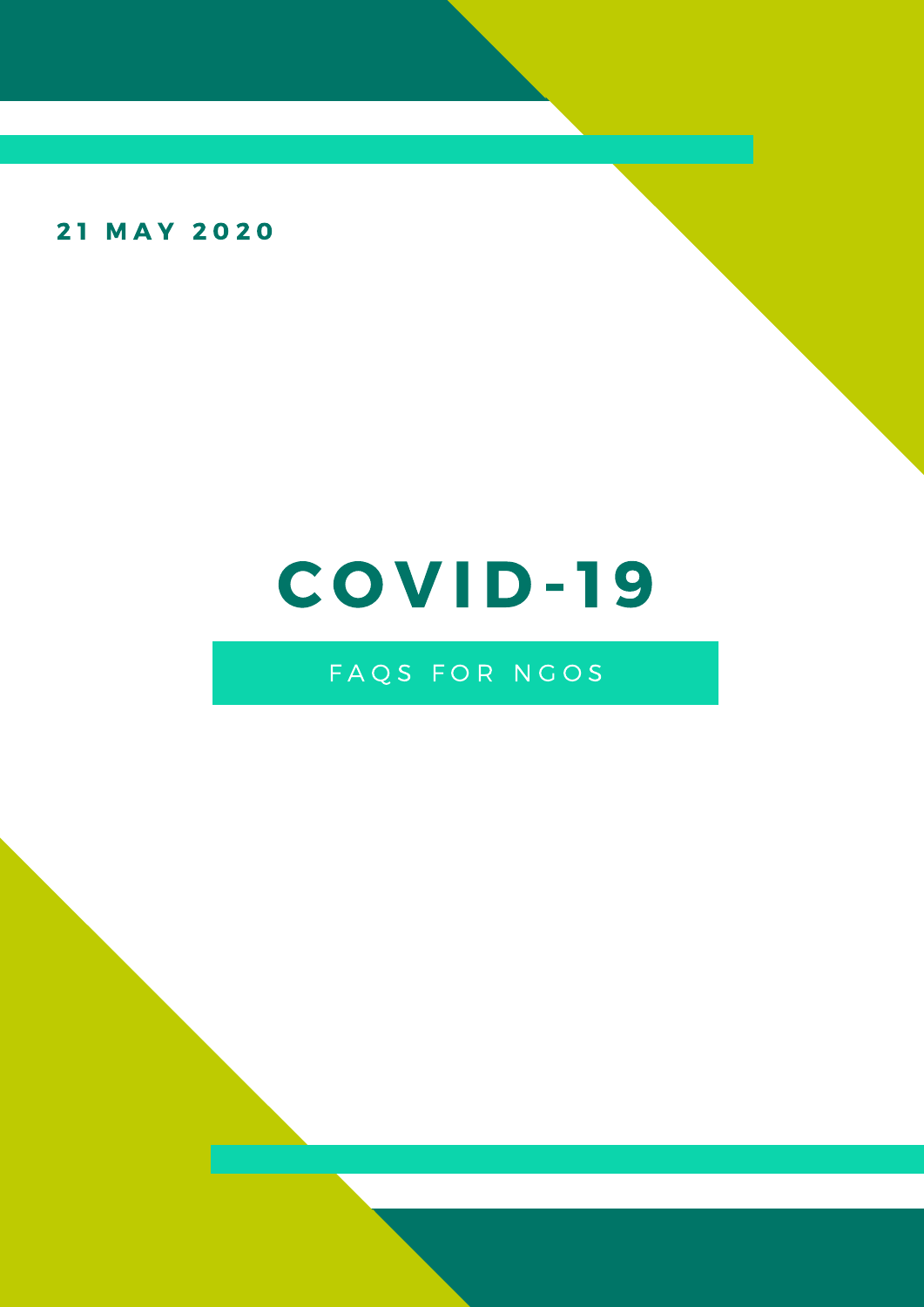**21 MAY 2020**

# COVID-19

## FAQS FOR NGOS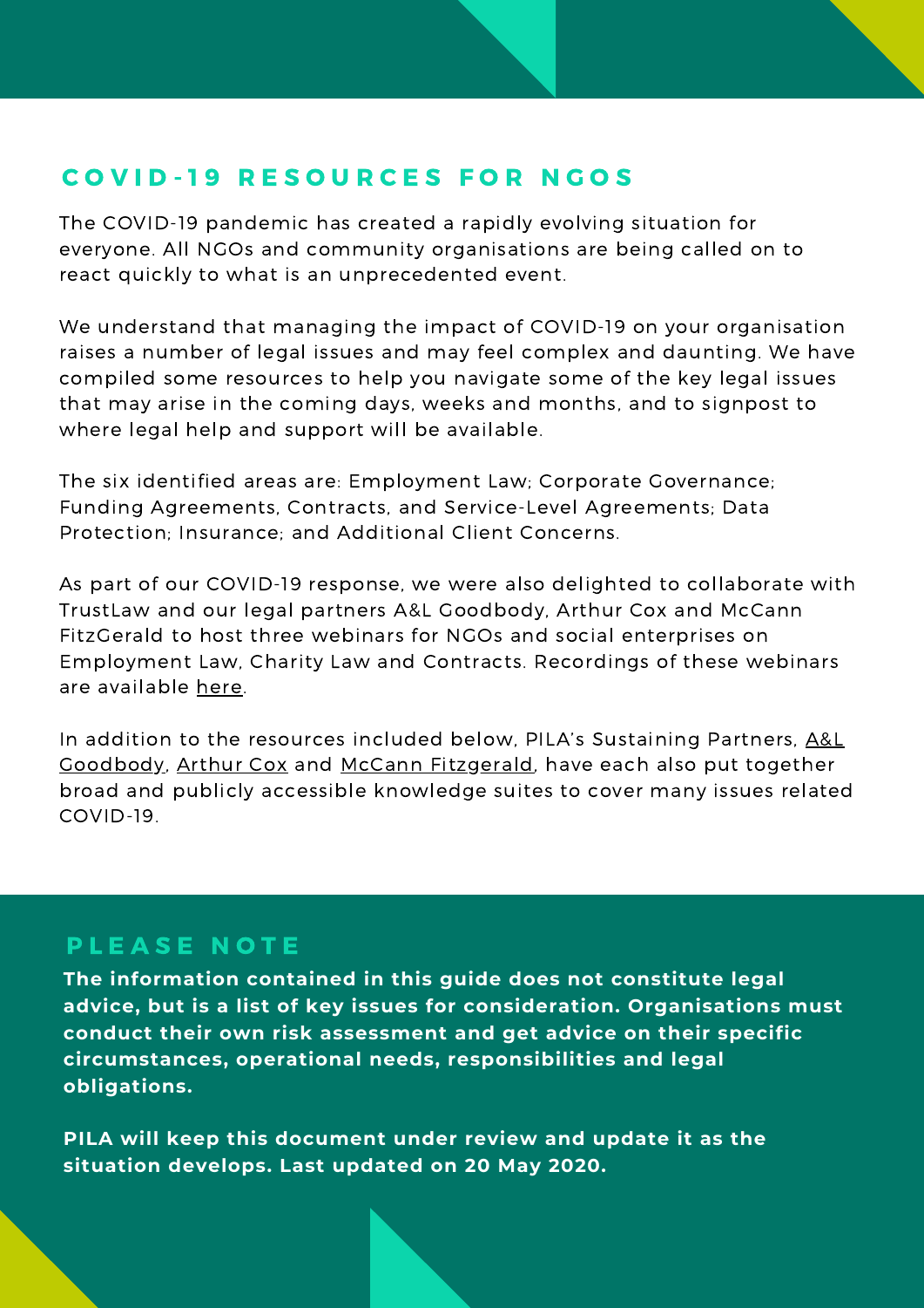## COVID-19 RESOURCES FOR NGOS

The COVID-19 pandemic has created a rapidly evolving situation for everyone. All NGOs and community organisations are being called on to react quickly to what is an unprecedented event.

We understand that managing the impact of COVID-19 on your organisation raises a number of legal issues and may feel complex and daunting. We have compiled some resources to help you navigate some of the key legal issues that may arise in the coming days, weeks and months, and to signpost to where legal help and support will be available.

The six identified areas are: Employment Law; Corporate Governance; Funding Agreements, Contracts, and Service-Level Agreements; Data Protection; Insurance; and Additional Client Concerns.

As part of our COVID-19 response, we were also delighted to collaborate with TrustLaw and our legal partners A&L Goodbody, Arthur Cox and McCann FitzGerald to host three webinars for NGOs and social enterprises on Employment Law, Charity Law and Contracts. Recordings of these webinars are available here.

In addition to the resources included below, PILA's Sustaining Partners, A&L Goodbody, Arthur Cox and McCann Fitzgerald, have each also put together broad and publicly accessible knowledge suites to cover many issues related COVID-19.

## PLEASE NOTE

**The information contained in this guide does not constitute legal advice, but is a list of key issues for consideration. Organisations must conduct their own risk assessment and get advice on their specific circumstances, operational needs, responsibilities and legal obligations.**

**PILA will keep this document under review and update it as the situation develops. Last updated on 20 May 2020.**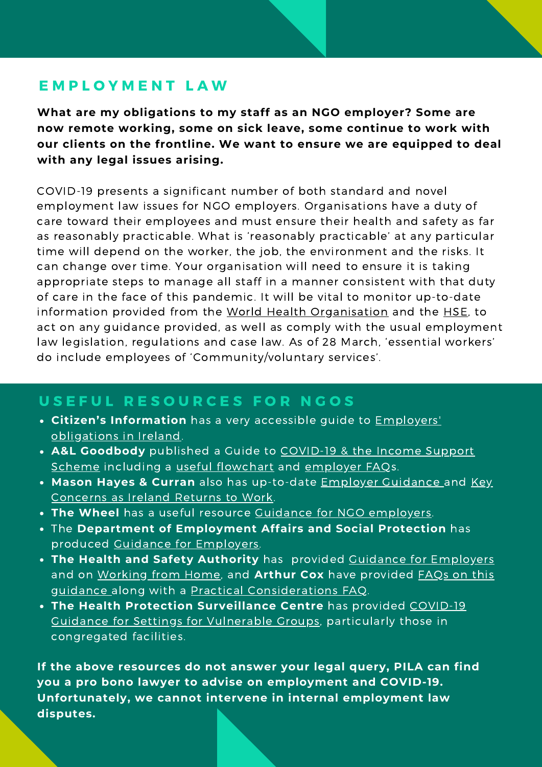## EMPLOYMENT LAW

**What are my obligations to my staff as an NGO employer? Some are now remote working, some on sick leave, some continue to work with our clients on the frontline. We want to ensure we are equipped to deal with any legal issues arising.**

COVID-19 presents a significant number of both standard and novel employment law issues for NGO employers. Organisations have a duty of care toward their employees and must ensure their health and safety as far as reasonably practicable. What is 'reasonably practicable' at any particular time will depend on the worker, the job, the environment and the risks. It can change over time. Your organisation will need to ensure it is taking appropriate steps to manage all staff in a manner consistent with that duty of care in the face of this pandemic. It will be vital to monitor up-to-date information provided from the World Health Organisation and the HSE, to act on any guidance provided, as well as comply with the usual employment law legislation, regulations and case law. As of 28 March, 'essential workers' do include employees of 'Community/voluntary services'.

## USEFUL RESOURCES FOR NGOS

- **Citizen's Information** has a very accessible guide to Employers' obligations in Ireland.
- **A&L Goodbody** published a Guide to COVID-19 & the Income Support Scheme including a useful flowchart and employer FAQs.
- **Mason Hayes & Curran** also has up-to-date Employer Guidance and Key Concerns as Ireland Returns to Work.
- **The Wheel** has a useful resource Guidance for NGO employers.
- The **Department of Employment Affairs and Social Protection** has produced Guidance for Employers.
- **The Health and Safety Authority** has provided Guidance for Employers and on Working from Home, and **Arthur Cox** have provided FAQs on this guidance along with a Practical Considerations FAQ.
- **The Health Protection Surveillance Centre** has provided COVID-19 Guidance for Settings for Vulnerable Groups, particularly those in congregated facilities.

**If the above resources do not answer your legal query, PILA can find you a pro bono lawyer to advise on employment and COVID-19. Unfortunately, we cannot intervene in internal employment law disputes.**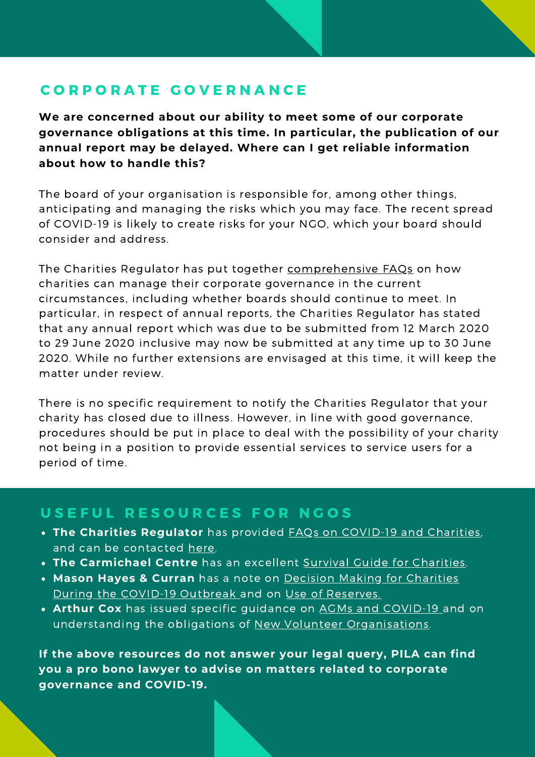## CORPORATE GOVERNANCE

**We are concerned about our ability to meet some of our corporate governance obligations at this time. In particular, the publication of our annual report may be delayed. Where can I get reliable information about how to handle this?**

The board of your organisation is responsible for, among other things, anticipating and managing the risks which you may face. The recent spread of COVID-19 is likely to create risks for your NGO, which your board should consider and address.

The Charities Regulator has put together comprehensive FAQs on how charities can manage their corporate governance in the current circumstances, including whether boards should continue to meet. In particular, in respect of annual reports, the Charities Regulator has stated that any annual report which was due to be submitted from 12 March 2020 to 29 June 2020 inclusive may now be submitted at any time up to 30 June 2020. While no further extensions are envisaged at this time, it will keep the matter under review.

There is no specific requirement to notify the Charities Regulator that your charity has closed due to illness. However, in line with good governance, procedures should be put in place to deal with the possibility of your charity not being in a position to provide essential services to service users for a period of time.

## USEFUL RESOURCES FOR NGOS

- **The Charities Regulator** has provided FAQs on COVID-19 and Charities, and can be contacted here.
- **The Carmichael Centre** has an excellent Survival Guide for Charities.
- **Mason Hayes & Curran** has a note on Decision Making for Charities During the COVID-19 Outbreak and on Use of Reserves.
- **Arthur Cox** has issued specific guidance on AGMs and COVID-19 and on understanding the obligations of New Volunteer Organisations.

**If the above resources do not answer your legal query, PILA can find you a pro bono lawyer to advise on matters related to corporate governance and COVID-19.**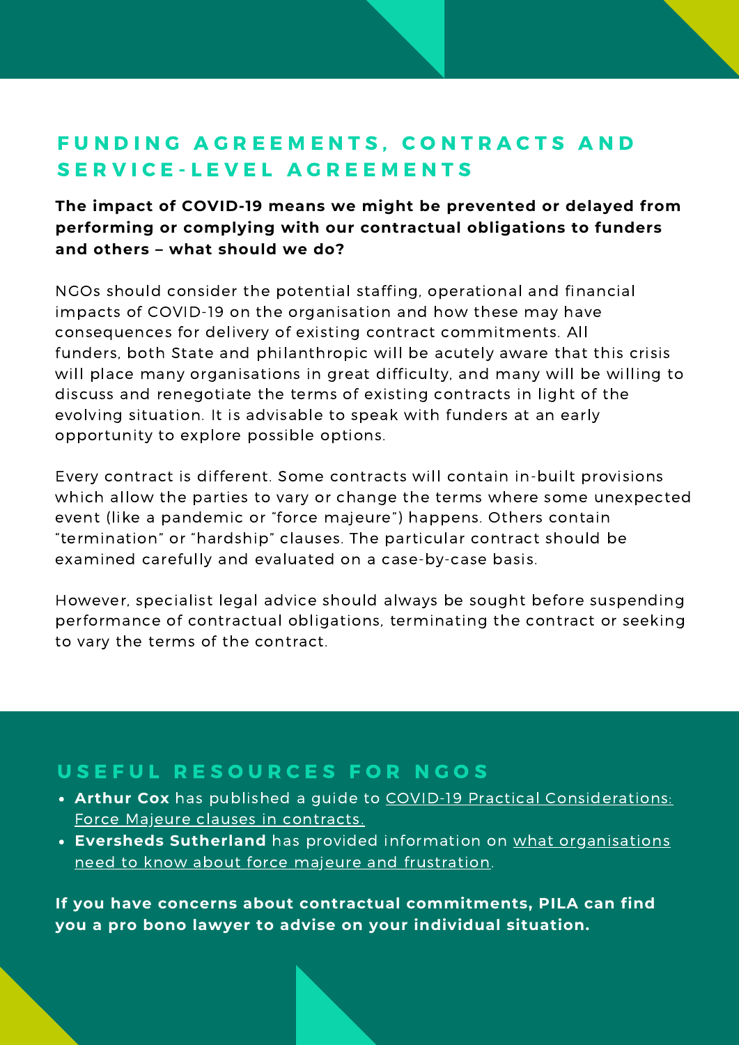## FUNDING AGREEMENTS, CONTRACTS AND SERVICE-LEVEL AGREEMENTS

**The impact of COVID-19 means we might be prevented or delayed from performing or complying with our contractual obligations to funders and others – what should we do?**

NGOs should consider the potential staffing, operational and financial impacts of COVID-19 on the organisation and how these may have consequences for delivery of existing contract commitments. All funders, both State and philanthropic will be acutely aware that this crisis will place many organisations in great difficulty, and many will be willing to discuss and renegotiate the terms of existing contracts in light of the evolving situation. It is advisable to speak with funders at an early opportunity to explore possible options.

Every contract is different. Some contracts will contain in-built provisions which allow the parties to vary or change the terms where some unexpected event (like a pandemic or "force majeure") happens. Others contain "termination" or "hardship" clauses. The particular contract should be examined carefully and evaluated on a case-by-case basis.

However, specialist legal advice should always be sought before suspending performance of contractual obligations, terminating the contract or seeking to vary the terms of the contract.

## USEFUL RESOURCES FOR NGOS

- **Arthur Cox** has published a guide to COVID-19 Practical Considerations: Force Majeure clauses in contracts.
- **Eversheds Sutherland** has provided information on what organisations need to know about force majeure and frustration.

**If you have concerns about contractual commitments, PILA can find you a pro bono lawyer to advise on your individual situation.**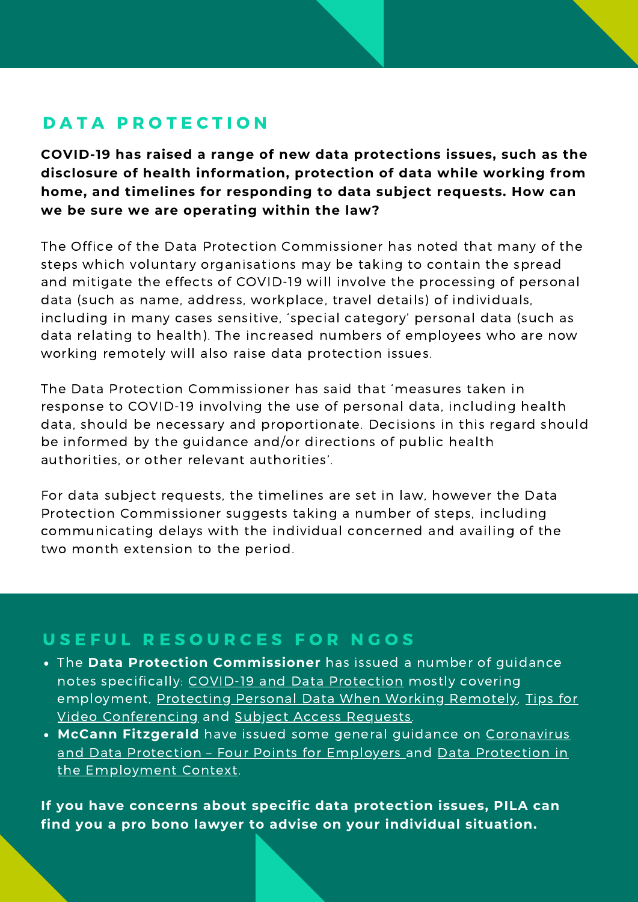## DATA PROTECTION

**COVID-19 has raised a range of new data protections issues, such as the disclosure of health information, protection of data while working from home, and timelines for responding to data subject requests. How can we be sure we are operating within the law?**

The Office of the Data Protection Commissioner has noted that many of the steps which voluntary organisations may be taking to contain the spread and mitigate the effects of COVID-19 will involve the processing of personal data (such as name, address, workplace, travel details) of individuals, including in many cases sensitive, 'special category' personal data (such as data relating to health). The increased numbers of employees who are now working remotely will also raise data protection issues.

The Data Protection Commissioner has said that 'measures taken in response to COVID-19 involving the use of personal data, including health data, should be necessary and proportionate. Decisions in this regard should be informed by the guidance and/or directions of public health authorities, or other relevant authorities'.

For data subject requests, the timelines are set in law, however the Data Protection Commissioner suggests taking a number of steps, including communicating delays with the individual concerned and availing of the two month extension to the period.

## USEFUL RESOURCES FOR NGOS

- The **Data Protection Commissioner** has issued a number of guidance notes specifically: COVID-19 and Data Protection mostly covering employment, Protecting Personal Data When Working Remotely, Tips for Video Conferencing and Subject Access Requests.
- **McCann Fitzgerald** have issued some general guidance on Coronavirus and Data Protection – Four Points for Employers and Data Protection in the Employment Context.

**If you have concerns about specific data protection issues, PILA can find you a pro bono lawyer to advise on your individual situation.**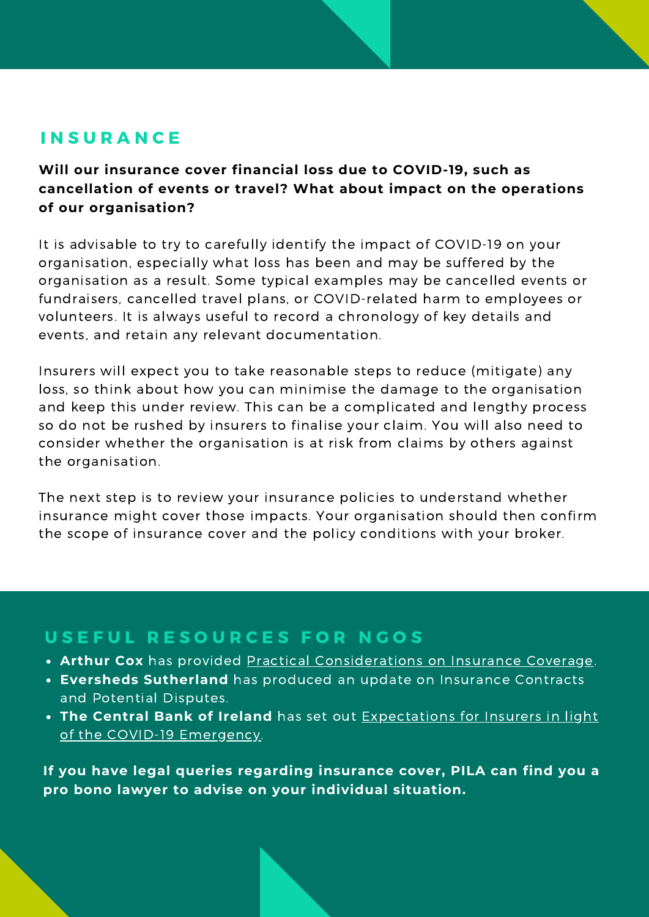## INSURANCE

**Will our insurance cover financial loss due to COVID-19, such as cancellation of events or travel? What about impact on the operations of our organisation?**

It is advisable to try to carefully identify the impact of COVID-19 on your organisation, especially what loss has been and may be suffered by the organisation as a result. Some typical examples may be cancelled events or fundraisers, cancelled travel plans, or COVID-related harm to employees or volunteers. It is always useful to record a chronology of key details and events, and retain any relevant documentation.

Insurers will expect you to take reasonable steps to reduce (mitigate) any loss, so think about how you can minimise the damage to the organisation and keep this under review. This can be a complicated and lengthy process so do not be rushed by insurers to finalise your claim. You will also need to consider whether the organisation is at risk from claims by others against the organisation.

The next step is to review your insurance policies to understand whether insurance might cover those impacts. Your organisation should then confirm the scope of insurance cover and the policy conditions with your broker.

## USEFUL RESOURCES FOR NGOS

- **Arthur Cox** has provided Practical Considerations on Insurance Coverage.
- **Eversheds Sutherland** has produced an update on Insurance Contracts and Potential Disputes.
- **The Central Bank of Ireland** has set out Expectations for Insurers in light of the COVID-19 Emergency.

**If you have legal queries regarding insurance cover, PILA can find you a pro bono lawyer to advise on your individual situation.**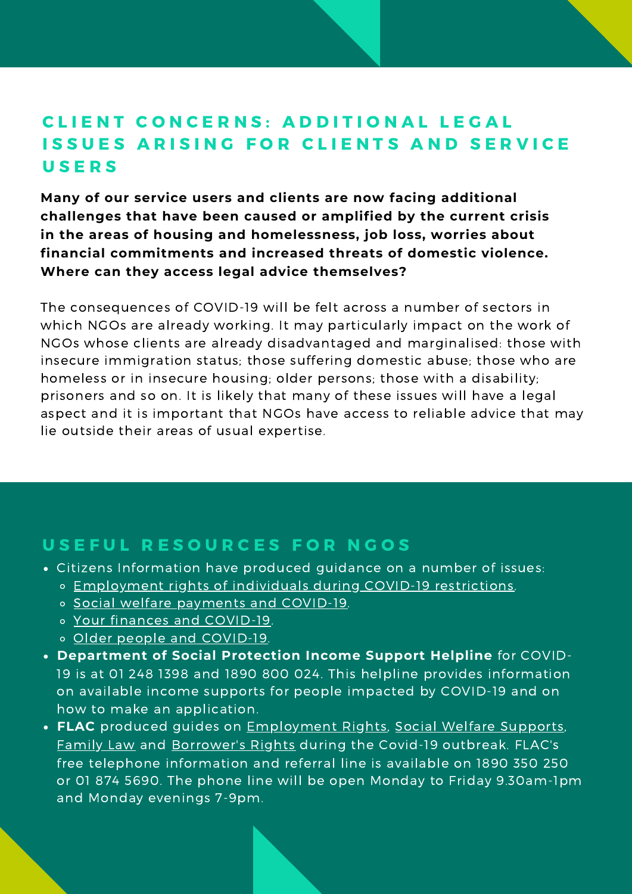## CLIENT CONCERNS: ADDITIONAL LEGAL ISSUES ARISING FOR CLIENTS AND SERVICE USERS

**Many of our service users and clients are now facing additional challenges that have been caused or amplified by the current crisis in the areas of housing and homelessness, job loss, worries about financial commitments and increased threats of domestic violence. Where can they access legal advice themselves?**

The consequences of COVID-19 will be felt across a number of sectors in which NGOs are already working. It may particularly impact on the work of NGOs whose clients are already disadvantaged and marginalised: those with insecure immigration status; those suffering domestic abuse; those who are homeless or in insecure housing; older persons; those with a disability; prisoners and so on. It is likely that many of these issues will have a legal aspect and it is important that NGOs have access to reliable advice that may lie outside their areas of usual expertise.

## USEFUL RESOURCES FOR NGOS

- Citizens Information have produced guidance on a number of issues:
  - Employment rights of individuals during COVID-19 restrictions.
  - Social welfare payments and COVID-19.
  - Your finances and COVID-19.
  - Older people and COVID-19.
- **Department of Social Protection Income Support Helpline** for COVID-19 is at 01 248 1398 and 1890 800 024. This helpline provides information on available income supports for people impacted by COVID-19 and on how to make an application.
- **FLAC** produced guides on Employment Rights, Social Welfare Supports, Family Law and Borrower's Rights during the Covid-19 outbreak. FLAC's free telephone information and referral line is available on 1890 350 250 or 01 874 5690. The phone line will be open Monday to Friday 9.30am-1pm and Monday evenings 7-9pm.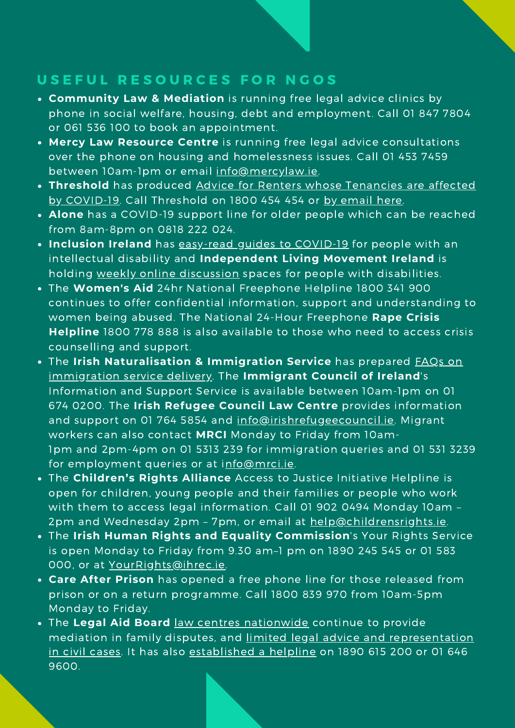## USEFUL RESOURCES FOR NGOS

- **Community Law & Mediation** is running free legal advice clinics by phone in social welfare, housing, debt and employment. Call 01 847 7804 or 061 536 100 to book an appointment.
- **Mercy Law Resource Centre** is running free legal advice consultations over the phone on housing and homelessness issues. Call 01 453 7459 between 10am-1pm or email info@mercylaw.ie.
- **Threshold** has produced Advice for Renters whose Tenancies are affected by COVID-19. Call Threshold on 1800 454 454 or by email here.
- **Alone** has a COVID-19 support line for older people which can be reached from 8am-8pm on 0818 222 024.
- **Inclusion Ireland** has easy-read guides to COVID-19 for people with an intellectual disability and **Independent Living Movement Ireland** is holding weekly online discussion spaces for people with disabilities.
- The **Women's Aid** 24hr National Freephone Helpline 1800 341 900 continues to offer confidential information, support and understanding to women being abused. The National 24-Hour Freephone **Rape Crisis Helpline** 1800 778 888 is also available to those who need to access crisis counselling and support.
- The **Irish Naturalisation & Immigration Service** has prepared FAQs on immigration service delivery. The **Immigrant Council of Ireland**'s Information and Support Service is available between 10am-1pm on 01 674 0200. The **Irish Refugee Council Law Centre** provides information and support on 01 764 5854 and info@irishrefugeecouncil.ie. Migrant workers can also contact **MRCI** Monday to Friday from 10am-1pm and 2pm-4pm on 01 5313 239 for immigration queries and 01 531 3239 for employment queries or at info@mrci.ie.
- The **Children's Rights Alliance** Access to Justice Initiative Helpline is open for children, young people and their families or people who work with them to access legal information. Call 01 902 0494 Monday 10am – 2pm and Wednesday 2pm – 7pm, or email at help@childrensrights.ie.
- The **Irish Human Rights and Equality Commission**'s Your Rights Service is open Monday to Friday from 9.30 am–1 pm on 1890 245 545 or 01 583 000, or at YourRights@ihrec.ie.
- **Care After Prison** has opened a free phone line for those released from prison or on a return programme. Call 1800 839 970 from 10am-5pm Monday to Friday.
- The **Legal Aid Board** law centres nationwide continue to provide mediation in family disputes, and limited legal advice and representation in civil cases. It has also established a helpline on 1890 615 200 or 01 646 9600.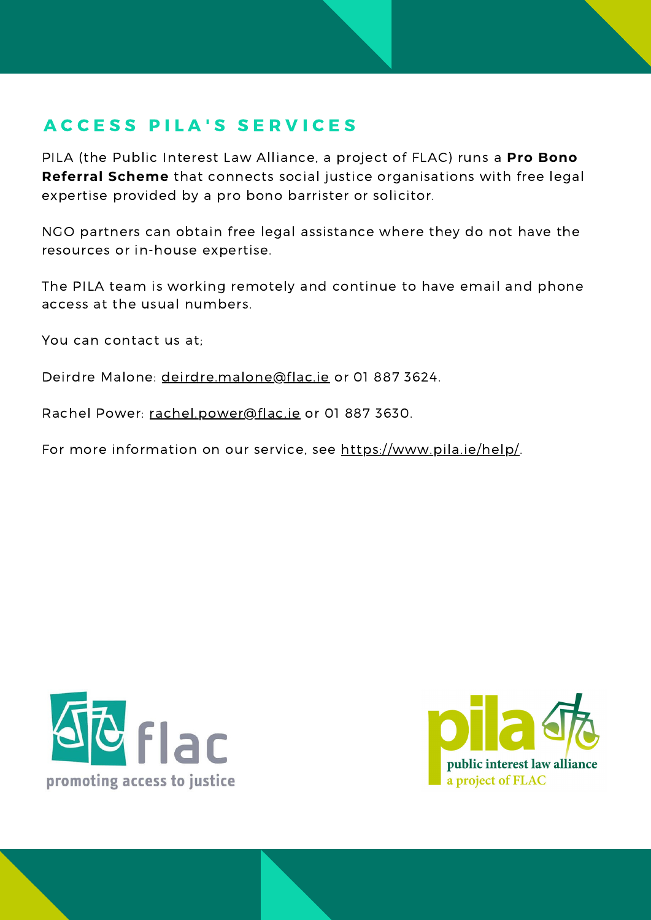## ACCESS PILA'S SERVICES

PILA (the Public Interest Law Alliance, a project of FLAC) runs a **Pro Bono Referral Scheme** that connects social justice organisations with free legal expertise provided by a pro bono barrister or solicitor.

NGO partners can obtain free legal assistance where they do not have the resources or in-house expertise.

The PILA team is working remotely and continue to have email and phone access at the usual numbers.

You can contact us at;

Deirdre Malone: deirdre.malone@flac.ie or 01 887 3624.

Rachel Power: rachel.power@flac.ie or 01 887 3630.

For more information on our service, see https://www.pila.ie/help/.

flac
promoting access to justice

pila
public interest law alliance
a project of FLAC